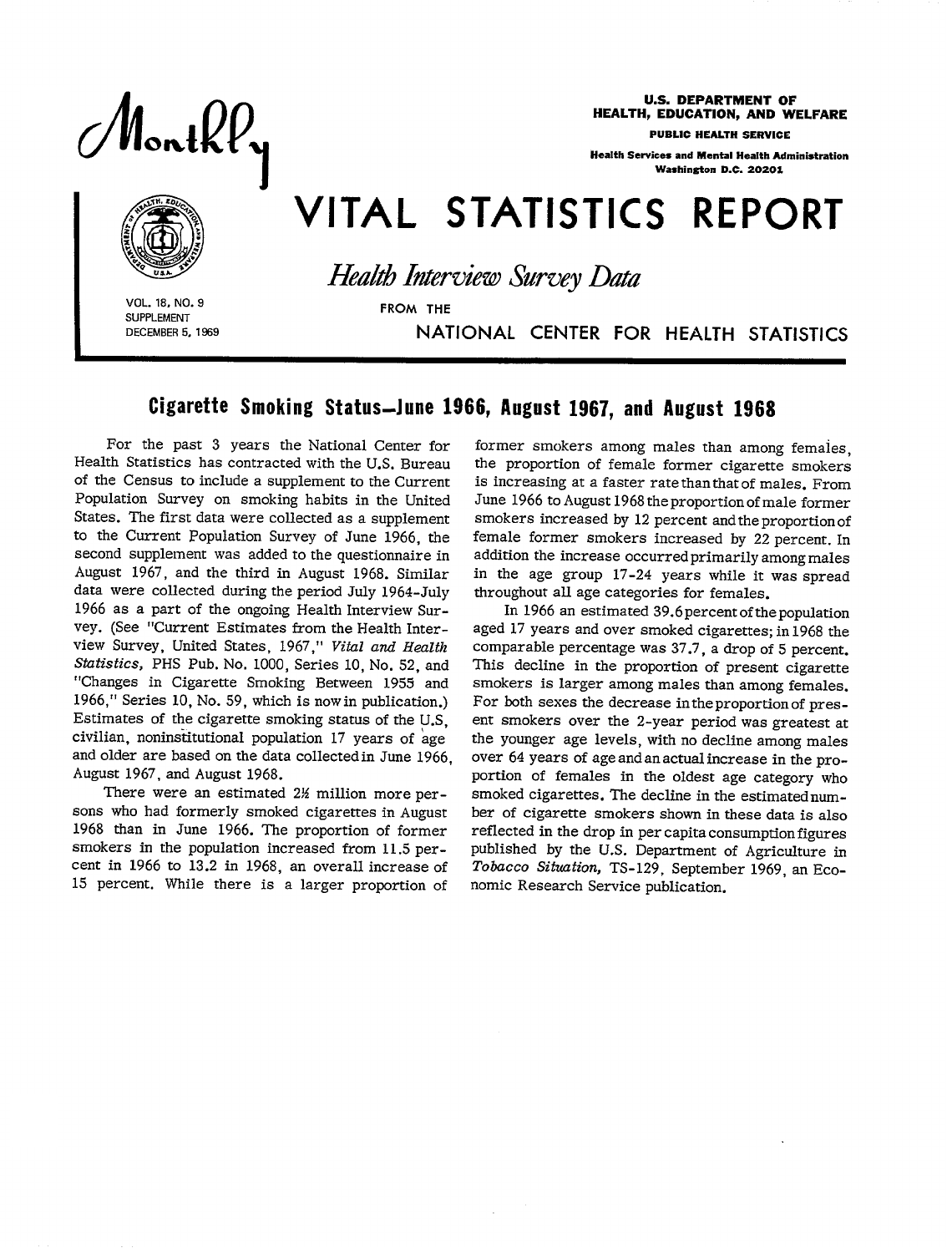Monthly

U.S. DEPARTMENT OF HEALTH, EDUCATION, AND WELFARE
PUBLIC HEALTH SERVICE
Health Services and Mental Health Administration
Washington D.C. 20201

# VITAL STATISTICS REPORT

## *Health Interview Survey Data*

FROM THE NATIONAL CENTER FOR HEALTH STATISTICS

VOL. 18, NO. 9
SUPPLEMENT
DECEMBER 5, 1969

## Cigarette Smoking Status—June 1966, August 1967, and August 1968

For the past 3 years the National Center for Health Statistics has contracted with the U.S. Bureau of the Census to include a supplement to the Current Population Survey on smoking habits in the United States. The first data were collected as a supplement to the Current Population Survey of June 1966, the second supplement was added to the questionnaire in August 1967, and the third in August 1968. Similar data were collected during the period July 1964-July 1966 as a part of the ongoing Health Interview Survey. (See "Current Estimates from the Health Interview Survey, United States, 1967," *Vital and Health Statistics*, PHS Pub. No. 1000, Series 10, No. 52, and "Changes in Cigarette Smoking Between 1955 and 1966," Series 10, No. 59, which is now in publication.) Estimates of the cigarette smoking status of the U.S. civilian, noninstitutional population 17 years of age and older are based on the data collected in June 1966, August 1967, and August 1968.

There were an estimated 2½ million more persons who had formerly smoked cigarettes in August 1968 than in June 1966. The proportion of former smokers in the population increased from 11.5 percent in 1966 to 13.2 in 1968, an overall increase of 15 percent. While there is a larger proportion of former smokers among males than among females, the proportion of female former cigarette smokers is increasing at a faster rate than that of males. From June 1966 to August 1968 the proportion of male former smokers increased by 12 percent and the proportion of female former smokers increased by 22 percent. In addition the increase occurred primarily among males in the age group 17-24 years while it was spread throughout all age categories for females.

In 1966 an estimated 39.6 percent of the population aged 17 years and over smoked cigarettes; in 1968 the comparable percentage was 37.7, a drop of 5 percent. This decline in the proportion of present cigarette smokers is larger among males than among females. For both sexes the decrease in the proportion of present smokers over the 2-year period was greatest at the younger age levels, with no decline among males over 64 years of age and an actual increase in the proportion of females in the oldest age category who smoked cigarettes. The decline in the estimated number of cigarette smokers shown in these data is also reflected in the drop in per capita consumption figures published by the U.S. Department of Agriculture in *Tobacco Situation*, TS-129, September 1969, an Economic Research Service publication.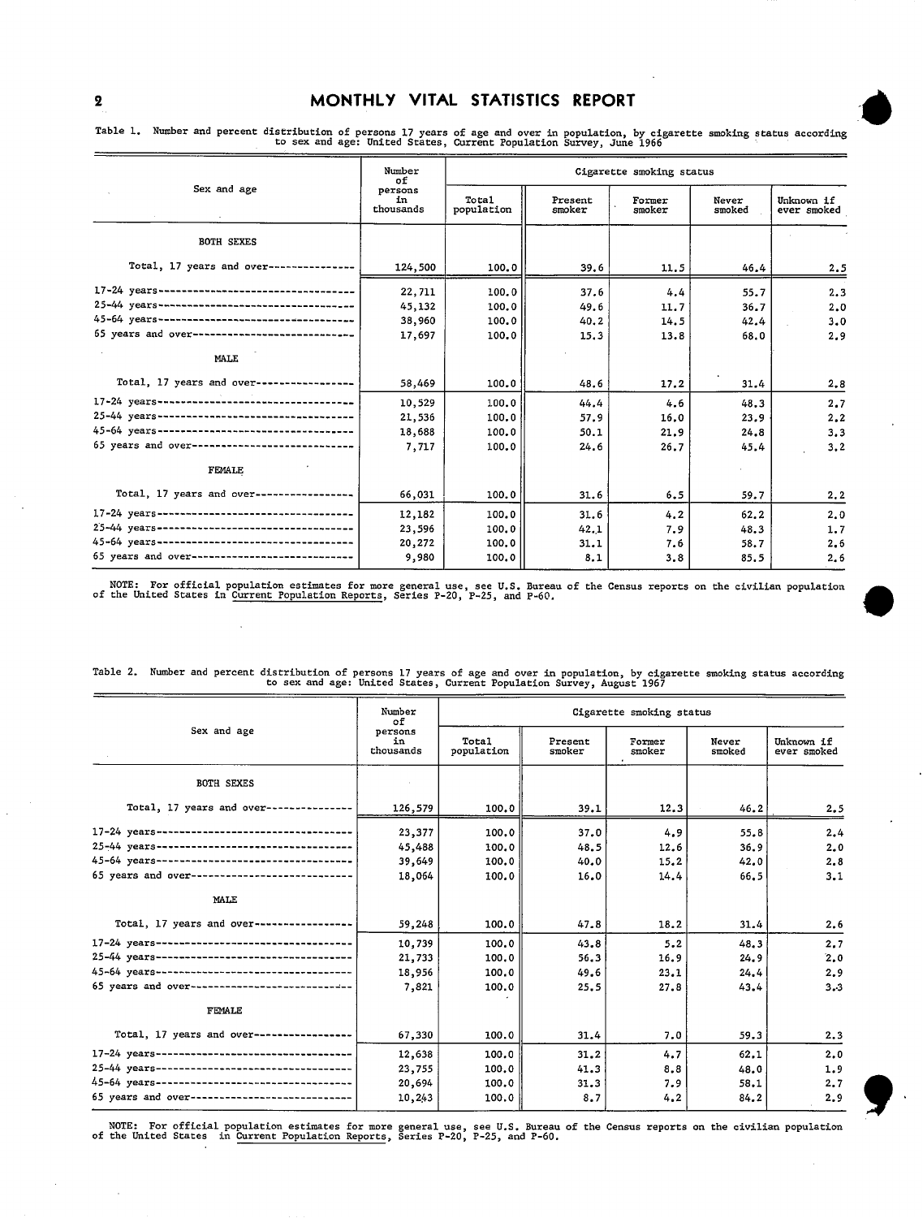Table 1. Number and percent distribution of persons 17 years of age and over in population, by cigarette smoking status according to sex and age: United States, Current Population Survey, June 1966

| Sex and age | Number of persons in thousands | Cigarette smoking status | | | | |
|---|---|---|---|---|---|---|
| | | Total population | Present smoker | Former smoker | Never smoked | Unknown if ever smoked |
| **BOTH SEXES** | | | | | | |
| Total, 17 years and over | 124,500 | 100.0 | 39.6 | 11.5 | 46.4 | 2.5 |
| 17-24 years | 22,711 | 100.0 | 37.6 | 4.4 | 55.7 | 2.3 |
| 25-44 years | 45,132 | 100.0 | 49.6 | 11.7 | 36.7 | 2.0 |
| 45-64 years | 38,960 | 100.0 | 40.2 | 14.5 | 42.4 | 3.0 |
| 65 years and over | 17,697 | 100.0 | 15.3 | 13.8 | 68.0 | 2.9 |
| **MALE** | | | | | | |
| Total, 17 years and over | 58,469 | 100.0 | 48.6 | 17.2 | 31.4 | 2.8 |
| 17-24 years | 10,529 | 100.0 | 44.4 | 4.6 | 48.3 | 2.7 |
| 25-44 years | 21,536 | 100.0 | 57.9 | 16.0 | 23.9 | 2.2 |
| 45-64 years | 18,688 | 100.0 | 50.1 | 21.9 | 24.8 | 3.3 |
| 65 years and over | 7,717 | 100.0 | 24.6 | 26.7 | 45.4 | 3.2 |
| **FEMALE** | | | | | | |
| Total, 17 years and over | 66,031 | 100.0 | 31.6 | 6.5 | 59.7 | 2.2 |
| 17-24 years | 12,182 | 100.0 | 31.6 | 4.2 | 62.2 | 2.0 |
| 25-44 years | 23,596 | 100.0 | 42.1 | 7.9 | 48.3 | 1.7 |
| 45-64 years | 20,272 | 100.0 | 31.1 | 7.6 | 58.7 | 2.6 |
| 65 years and over | 9,980 | 100.0 | 8.1 | 3.8 | 85.5 | 2.6 |

NOTE: For official population estimates for more general use, see U.S. Bureau of the Census reports on the civilian population of the United States in Current Population Reports, Series P-20, P-25, and P-60.

Table 2. Number and percent distribution of persons 17 years of age and over in population, by cigarette smoking status according to sex and age: United States, Current Population Survey, August 1967

| Sex and age | Number of persons in thousands | Cigarette smoking status | | | | |
|---|---|---|---|---|---|---|
| | | Total population | Present smoker | Former smoker | Never smoked | Unknown if ever smoked |
| **BOTH SEXES** | | | | | | |
| Total, 17 years and over | 126,579 | 100.0 | 39.1 | 12.3 | 46.2 | 2.5 |
| 17-24 years | 23,377 | 100.0 | 37.0 | 4.9 | 55.8 | 2.4 |
| 25-44 years | 45,488 | 100.0 | 48.5 | 12.6 | 36.9 | 2.0 |
| 45-64 years | 39,649 | 100.0 | 40.0 | 15.2 | 42.0 | 2.8 |
| 65 years and over | 18,064 | 100.0 | 16.0 | 14.4 | 66.5 | 3.1 |
| **MALE** | | | | | | |
| Total, 17 years and over | 59,248 | 100.0 | 47.8 | 18.2 | 31.4 | 2.6 |
| 17-24 years | 10,739 | 100.0 | 43.8 | 5.2 | 48.3 | 2.7 |
| 25-44 years | 21,733 | 100.0 | 56.3 | 16.9 | 24.9 | 2.0 |
| 45-64 years | 18,956 | 100.0 | 49.6 | 23.1 | 24.4 | 2.9 |
| 65 years and over | 7,821 | 100.0 | 25.5 | 27.8 | 43.4 | 3.3 |
| **FEMALE** | | | | | | |
| Total, 17 years and over | 67,330 | 100.0 | 31.4 | 7.0 | 59.3 | 2.3 |
| 17-24 years | 12,638 | 100.0 | 31.2 | 4.7 | 62.1 | 2.0 |
| 25-44 years | 23,755 | 100.0 | 41.3 | 8.8 | 48.0 | 1.9 |
| 45-64 years | 20,694 | 100.0 | 31.3 | 7.9 | 58.1 | 2.7 |
| 65 years and over | 10,243 | 100.0 | 8.7 | 4.2 | 84.2 | 2.9 |

NOTE: For official population estimates for more general use, see U.S. Bureau of the Census reports on the civilian population of the United States in Current Population Reports, Series P-20, P-25, and P-60.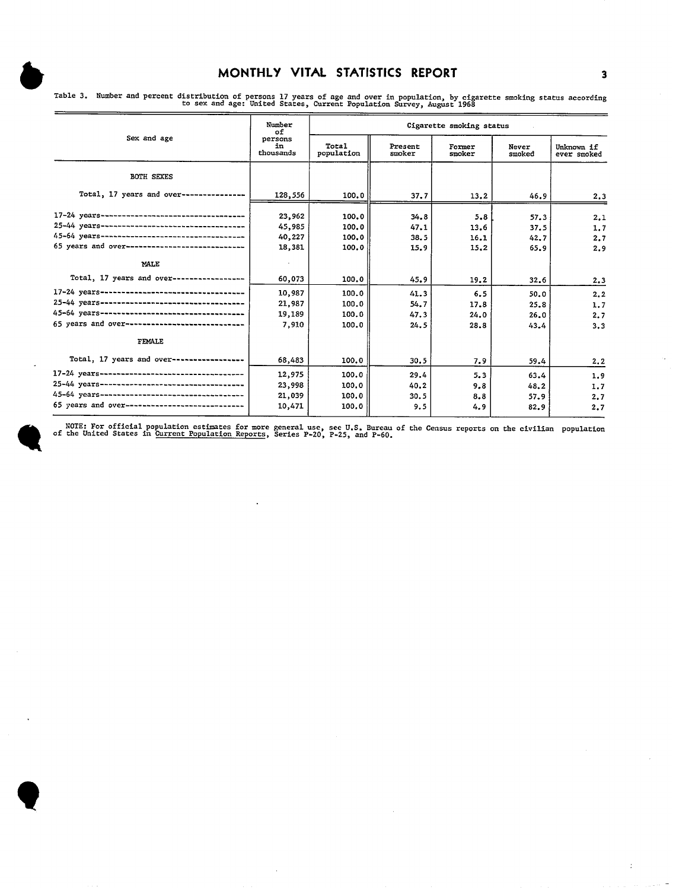Table 3. Number and percent distribution of persons 17 years of age and over in population, by cigarette smoking status according to sex and age: United States, Current Population Survey, August 1968

| Sex and age | Number of persons in thousands | Cigarette smoking status | | | | |
|---|---|---|---|---|---|---|
| | | Total population | Present smoker | Former smoker | Never smoked | Unknown if ever smoked |
| **BOTH SEXES** | | | | | | |
| Total, 17 years and over | 128,556 | 100.0 | 37.7 | 13.2 | 46.9 | 2.3 |
| 17-24 years | 23,962 | 100.0 | 34.8 | 5.8 | 57.3 | 2.1 |
| 25-44 years | 45,985 | 100.0 | 47.1 | 13.6 | 37.5 | 1.7 |
| 45-64 years | 40,227 | 100.0 | 38.5 | 16.1 | 42.7 | 2.7 |
| 65 years and over | 18,381 | 100.0 | 15.9 | 15.2 | 65.9 | 2.9 |
| **MALE** | | | | | | |
| Total, 17 years and over | 60,073 | 100.0 | 45.9 | 19.2 | 32.6 | 2.3 |
| 17-24 years | 10,987 | 100.0 | 41.3 | 6.5 | 50.0 | 2.2 |
| 25-44 years | 21,987 | 100.0 | 54.7 | 17.8 | 25.8 | 1.7 |
| 45-64 years | 19,189 | 100.0 | 47.3 | 24.0 | 26.0 | 2.7 |
| 65 years and over | 7,910 | 100.0 | 24.5 | 28.8 | 43.4 | 3.3 |
| **FEMALE** | | | | | | |
| Total, 17 years and over | 68,483 | 100.0 | 30.5 | 7.9 | 59.4 | 2.2 |
| 17-24 years | 12,975 | 100.0 | 29.4 | 5.3 | 63.4 | 1.9 |
| 25-44 years | 23,998 | 100.0 | 40.2 | 9.8 | 48.2 | 1.7 |
| 45-64 years | 21,039 | 100.0 | 30.5 | 8.8 | 57.9 | 2.7 |
| 65 years and over | 10,471 | 100.0 | 9.5 | 4.9 | 82.9 | 2.7 |

NOTE: For official population estimates for more general use, see U.S. Bureau of the Census reports on the civilian population of the United States in Current Population Reports, Series P-20, P-25, and P-60.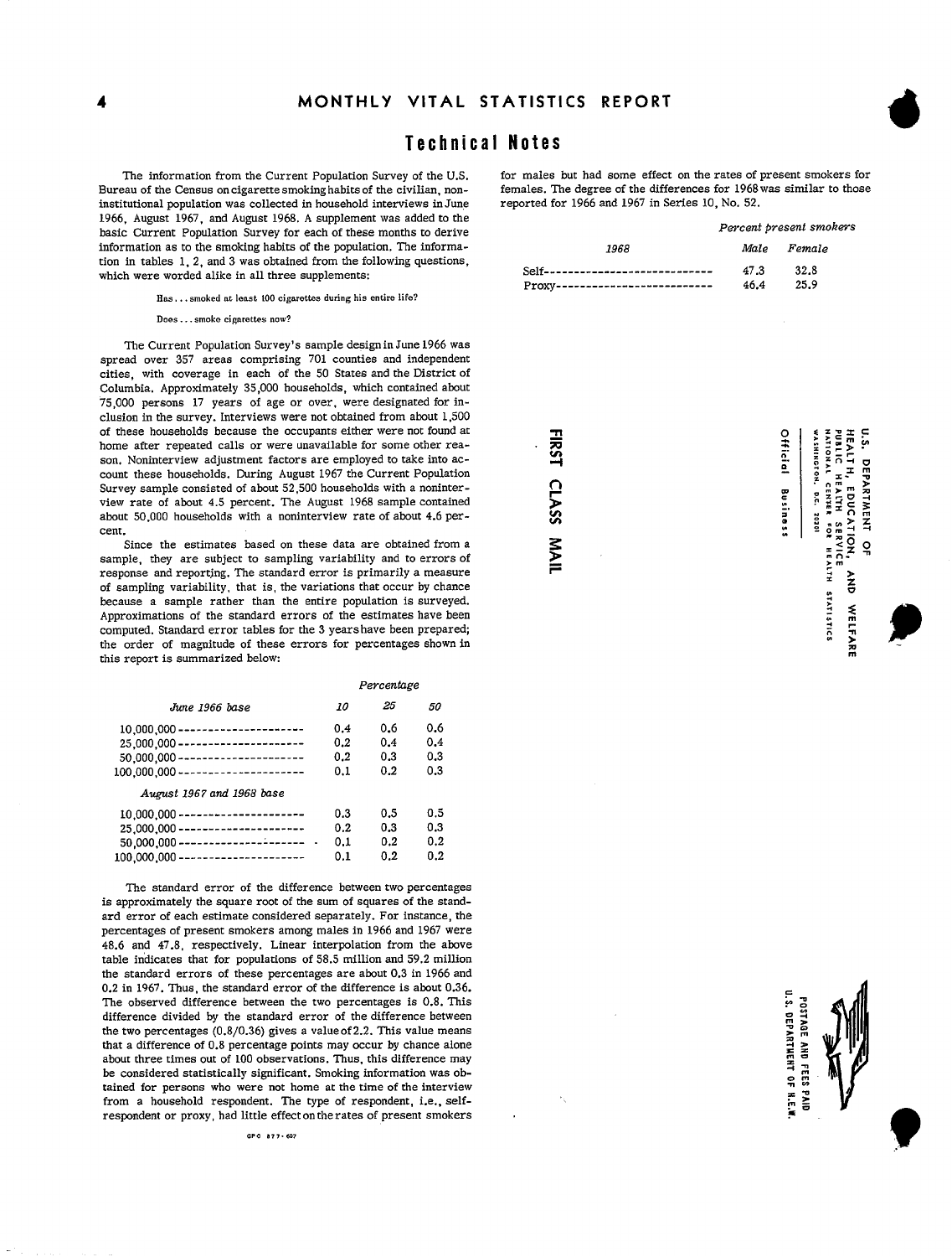# Technical Notes

The information from the Current Population Survey of the U.S. Bureau of the Census on cigarette smoking habits of the civilian, noninstitutional population was collected in household interviews in June 1966, August 1967, and August 1968. A supplement was added to the basic Current Population Survey for each of these months to derive information as to the smoking habits of the population. The information in tables 1, 2, and 3 was obtained from the following questions, which were worded alike in all three supplements:

Has . . . smoked at least 100 cigarettes during his entire life?

Does . . . smoke cigarettes now?

The Current Population Survey's sample design in June 1966 was spread over 357 areas comprising 701 counties and independent cities, with coverage in each of the 50 States and the District of Columbia. Approximately 35,000 households, which contained about 75,000 persons 17 years of age or over, were designated for inclusion in the survey. Interviews were not obtained from about 1,500 of these households because the occupants either were not found at home after repeated calls or were unavailable for some other reason. Noninterview adjustment factors are employed to take into account these households. During August 1967 the Current Population Survey sample consisted of about 52,500 households with a noninterview rate of about 4.5 percent. The August 1968 sample contained about 50,000 households with a noninterview rate of about 4.6 percent.

Since the estimates based on these data are obtained from a sample, they are subject to sampling variability and to errors of response and reporting. The standard error is primarily a measure of sampling variability, that is, the variations that occur by chance because a sample rather than the entire population is surveyed. Approximations of the standard errors of the estimates have been computed. Standard error tables for the 3 years have been prepared; the order of magnitude of these errors for percentages shown in this report is summarized below:

| | Percentage | | |
|---|---|---|---|
| *June 1966 base* | 10 | 25 | 50 |
| 10,000,000 | 0.4 | 0.6 | 0.6 |
| 25,000,000 | 0.2 | 0.4 | 0.4 |
| 50,000,000 | 0.2 | 0.3 | 0.3 |
| 100,000,000 | 0.1 | 0.2 | 0.3 |
| *August 1967 and 1968 base* | | | |
| 10,000,000 | 0.3 | 0.5 | 0.5 |
| 25,000,000 | 0.2 | 0.3 | 0.3 |
| 50,000,000 | 0.1 | 0.2 | 0.2 |
| 100,000,000 | 0.1 | 0.2 | 0.2 |

The standard error of the difference between two percentages is approximately the square root of the sum of squares of the standard error of each estimate considered separately. For instance, the percentages of present smokers among males in 1966 and 1967 were 48.6 and 47.8, respectively. Linear interpolation from the above table indicates that for populations of 58.5 million and 59.2 million the standard errors of these percentages are about 0.3 in 1966 and 0.2 in 1967. Thus, the standard error of the difference is about 0.36. The observed difference between the two percentages is 0.8. This difference divided by the standard error of the difference between the two percentages (0.8/0.36) gives a value of 2.2. This value means that a difference of 0.8 percentage points may occur by chance alone about three times out of 100 observations. Thus, this difference may be considered statistically significant. Smoking information was obtained for persons who were not home at the time of the interview from a household respondent. The type of respondent, i.e., self-respondent or proxy, had little effect on the rates of present smokers for males but had some effect on the rates of present smokers for females. The degree of the differences for 1968 was similar to those reported for 1966 and 1967 in Series 10, No. 52.

| | Percent present smokers | |
|---|---|---|
| *1968* | *Male* | *Female* |
| Self | 47.3 | 32.8 |
| Proxy | 46.4 | 25.9 |

FIRST CLASS MAIL

U.S. DEPARTMENT OF
HEALTH, EDUCATION, AND WELFARE
PUBLIC HEALTH SERVICE
NATIONAL CENTER FOR HEALTH STATISTICS
WASHINGTON, D.C. 20201

Official Business

POSTAGE AND FEES PAID
U.S. DEPARTMENT OF H.E.W.

GPO 877-607